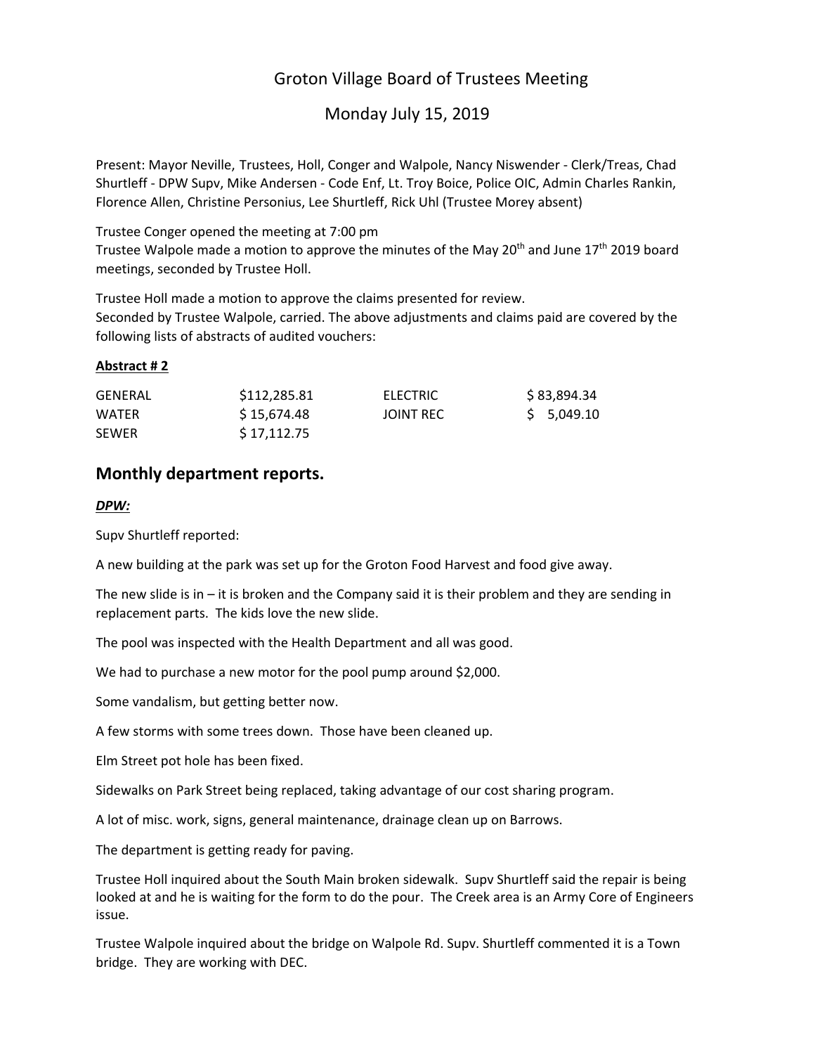# Groton Village Board of Trustees Meeting

## Monday July 15, 2019

Present: Mayor Neville, Trustees, Holl, Conger and Walpole, Nancy Niswender - Clerk/Treas, Chad Shurtleff - DPW Supv, Mike Andersen - Code Enf, Lt. Troy Boice, Police OIC, Admin Charles Rankin, Florence Allen, Christine Personius, Lee Shurtleff, Rick Uhl (Trustee Morey absent)

Trustee Conger opened the meeting at 7:00 pm
Trustee Walpole made a motion to approve the minutes of the May 20th and June 17th 2019 board meetings, seconded by Trustee Holl.

Trustee Holl made a motion to approve the claims presented for review.
Seconded by Trustee Walpole, carried. The above adjustments and claims paid are covered by the following lists of abstracts of audited vouchers:

**Abstract # 2**

| | | | |
|---|---|---|---|
| GENERAL | $112,285.81 | ELECTRIC | $ 83,894.34 |
| WATER | $ 15,674.48 | JOINT REC | $ 5,049.10 |
| SEWER | $ 17,112.75 | | |

## Monthly department reports.

***DPW:***

Supv Shurtleff reported:

A new building at the park was set up for the Groton Food Harvest and food give away.

The new slide is in – it is broken and the Company said it is their problem and they are sending in replacement parts. The kids love the new slide.

The pool was inspected with the Health Department and all was good.

We had to purchase a new motor for the pool pump around $2,000.

Some vandalism, but getting better now.

A few storms with some trees down. Those have been cleaned up.

Elm Street pot hole has been fixed.

Sidewalks on Park Street being replaced, taking advantage of our cost sharing program.

A lot of misc. work, signs, general maintenance, drainage clean up on Barrows.

The department is getting ready for paving.

Trustee Holl inquired about the South Main broken sidewalk. Supv Shurtleff said the repair is being looked at and he is waiting for the form to do the pour. The Creek area is an Army Core of Engineers issue.

Trustee Walpole inquired about the bridge on Walpole Rd. Supv. Shurtleff commented it is a Town bridge. They are working with DEC.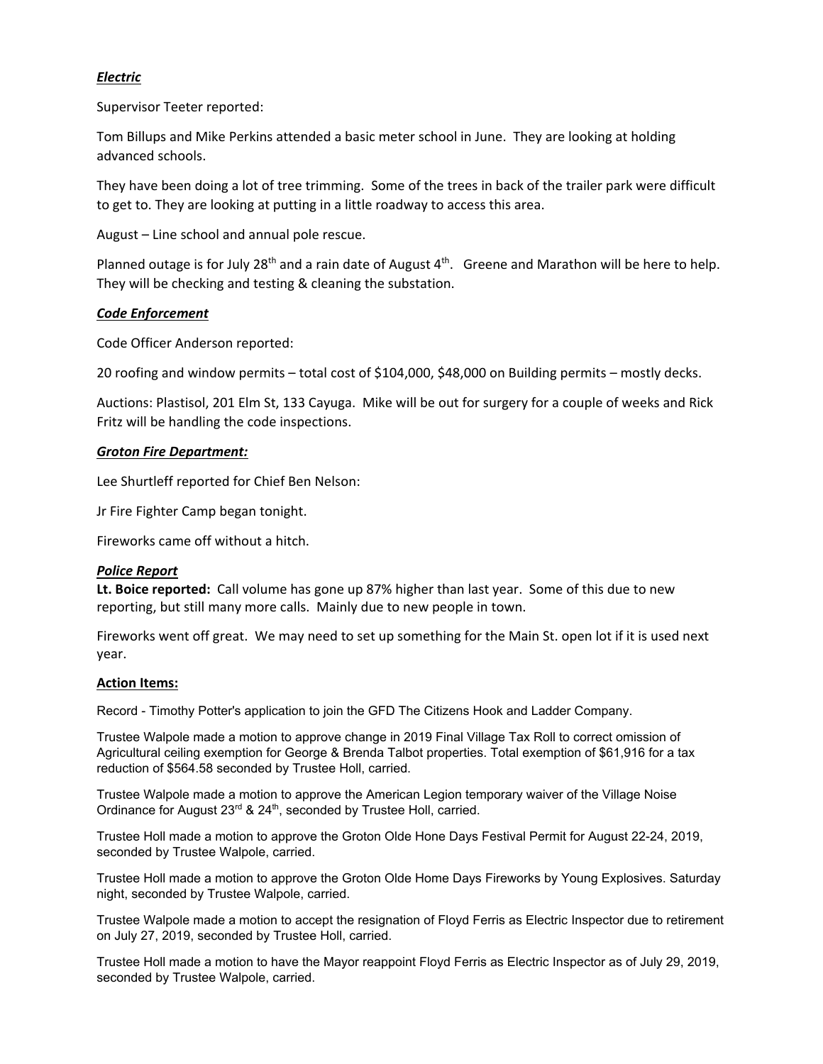***Electric***

Supervisor Teeter reported:

Tom Billups and Mike Perkins attended a basic meter school in June. They are looking at holding advanced schools.

They have been doing a lot of tree trimming. Some of the trees in back of the trailer park were difficult to get to. They are looking at putting in a little roadway to access this area.

August – Line school and annual pole rescue.

Planned outage is for July 28th and a rain date of August 4th. Greene and Marathon will be here to help. They will be checking and testing & cleaning the substation.

***Code Enforcement***

Code Officer Anderson reported:

20 roofing and window permits – total cost of $104,000, $48,000 on Building permits – mostly decks.

Auctions: Plastisol, 201 Elm St, 133 Cayuga. Mike will be out for surgery for a couple of weeks and Rick Fritz will be handling the code inspections.

***Groton Fire Department:***

Lee Shurtleff reported for Chief Ben Nelson:

Jr Fire Fighter Camp began tonight.

Fireworks came off without a hitch.

***Police Report***

**Lt. Boice reported:** Call volume has gone up 87% higher than last year. Some of this due to new reporting, but still many more calls. Mainly due to new people in town.

Fireworks went off great. We may need to set up something for the Main St. open lot if it is used next year.

**Action Items:**

Record - Timothy Potter's application to join the GFD The Citizens Hook and Ladder Company.

Trustee Walpole made a motion to approve change in 2019 Final Village Tax Roll to correct omission of Agricultural ceiling exemption for George & Brenda Talbot properties. Total exemption of $61,916 for a tax reduction of $564.58 seconded by Trustee Holl, carried.

Trustee Walpole made a motion to approve the American Legion temporary waiver of the Village Noise Ordinance for August 23rd & 24th, seconded by Trustee Holl, carried.

Trustee Holl made a motion to approve the Groton Olde Hone Days Festival Permit for August 22-24, 2019, seconded by Trustee Walpole, carried.

Trustee Holl made a motion to approve the Groton Olde Home Days Fireworks by Young Explosives. Saturday night, seconded by Trustee Walpole, carried.

Trustee Walpole made a motion to accept the resignation of Floyd Ferris as Electric Inspector due to retirement on July 27, 2019, seconded by Trustee Holl, carried.

Trustee Holl made a motion to have the Mayor reappoint Floyd Ferris as Electric Inspector as of July 29, 2019, seconded by Trustee Walpole, carried.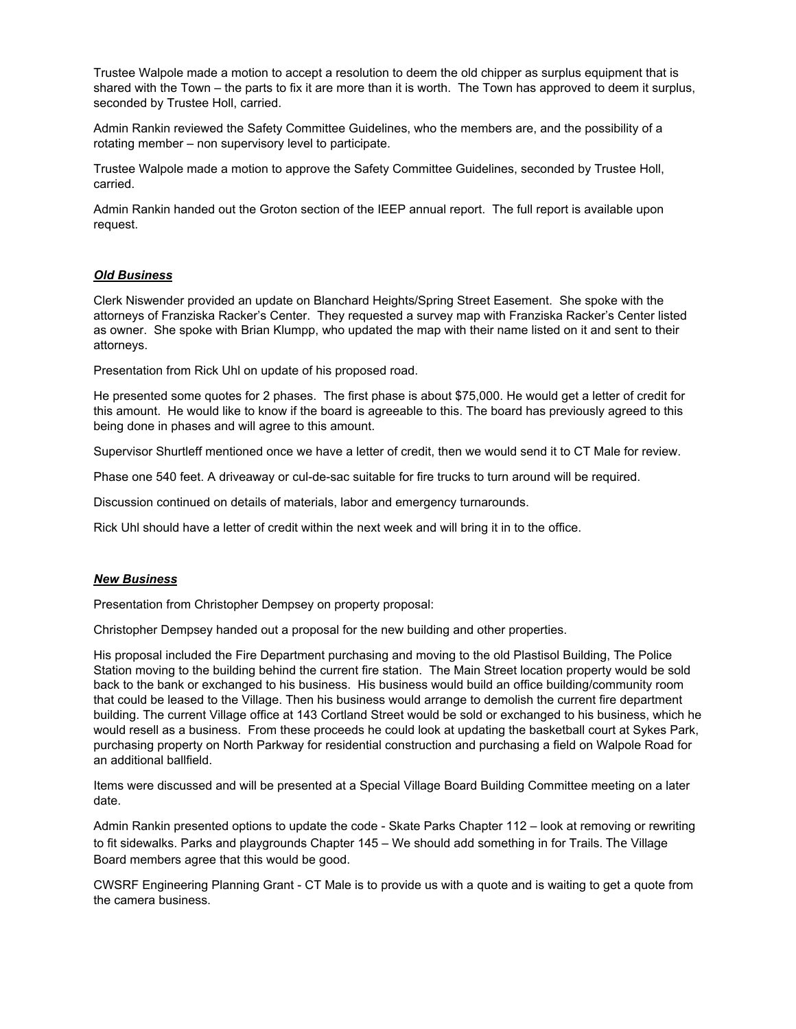Trustee Walpole made a motion to accept a resolution to deem the old chipper as surplus equipment that is shared with the Town – the parts to fix it are more than it is worth. The Town has approved to deem it surplus, seconded by Trustee Holl, carried.

Admin Rankin reviewed the Safety Committee Guidelines, who the members are, and the possibility of a rotating member – non supervisory level to participate.

Trustee Walpole made a motion to approve the Safety Committee Guidelines, seconded by Trustee Holl, carried.

Admin Rankin handed out the Groton section of the IEEP annual report. The full report is available upon request.

***Old Business***

Clerk Niswender provided an update on Blanchard Heights/Spring Street Easement. She spoke with the attorneys of Franziska Racker's Center. They requested a survey map with Franziska Racker's Center listed as owner. She spoke with Brian Klumpp, who updated the map with their name listed on it and sent to their attorneys.

Presentation from Rick Uhl on update of his proposed road.

He presented some quotes for 2 phases. The first phase is about $75,000. He would get a letter of credit for this amount. He would like to know if the board is agreeable to this. The board has previously agreed to this being done in phases and will agree to this amount.

Supervisor Shurtleff mentioned once we have a letter of credit, then we would send it to CT Male for review.

Phase one 540 feet. A driveaway or cul-de-sac suitable for fire trucks to turn around will be required.

Discussion continued on details of materials, labor and emergency turnarounds.

Rick Uhl should have a letter of credit within the next week and will bring it in to the office.

***New Business***

Presentation from Christopher Dempsey on property proposal:

Christopher Dempsey handed out a proposal for the new building and other properties.

His proposal included the Fire Department purchasing and moving to the old Plastisol Building, The Police Station moving to the building behind the current fire station. The Main Street location property would be sold back to the bank or exchanged to his business. His business would build an office building/community room that could be leased to the Village. Then his business would arrange to demolish the current fire department building. The current Village office at 143 Cortland Street would be sold or exchanged to his business, which he would resell as a business. From these proceeds he could look at updating the basketball court at Sykes Park, purchasing property on North Parkway for residential construction and purchasing a field on Walpole Road for an additional ballfield.

Items were discussed and will be presented at a Special Village Board Building Committee meeting on a later date.

Admin Rankin presented options to update the code - Skate Parks Chapter 112 – look at removing or rewriting to fit sidewalks. Parks and playgrounds Chapter 145 – We should add something in for Trails. The Village Board members agree that this would be good.

CWSRF Engineering Planning Grant - CT Male is to provide us with a quote and is waiting to get a quote from the camera business.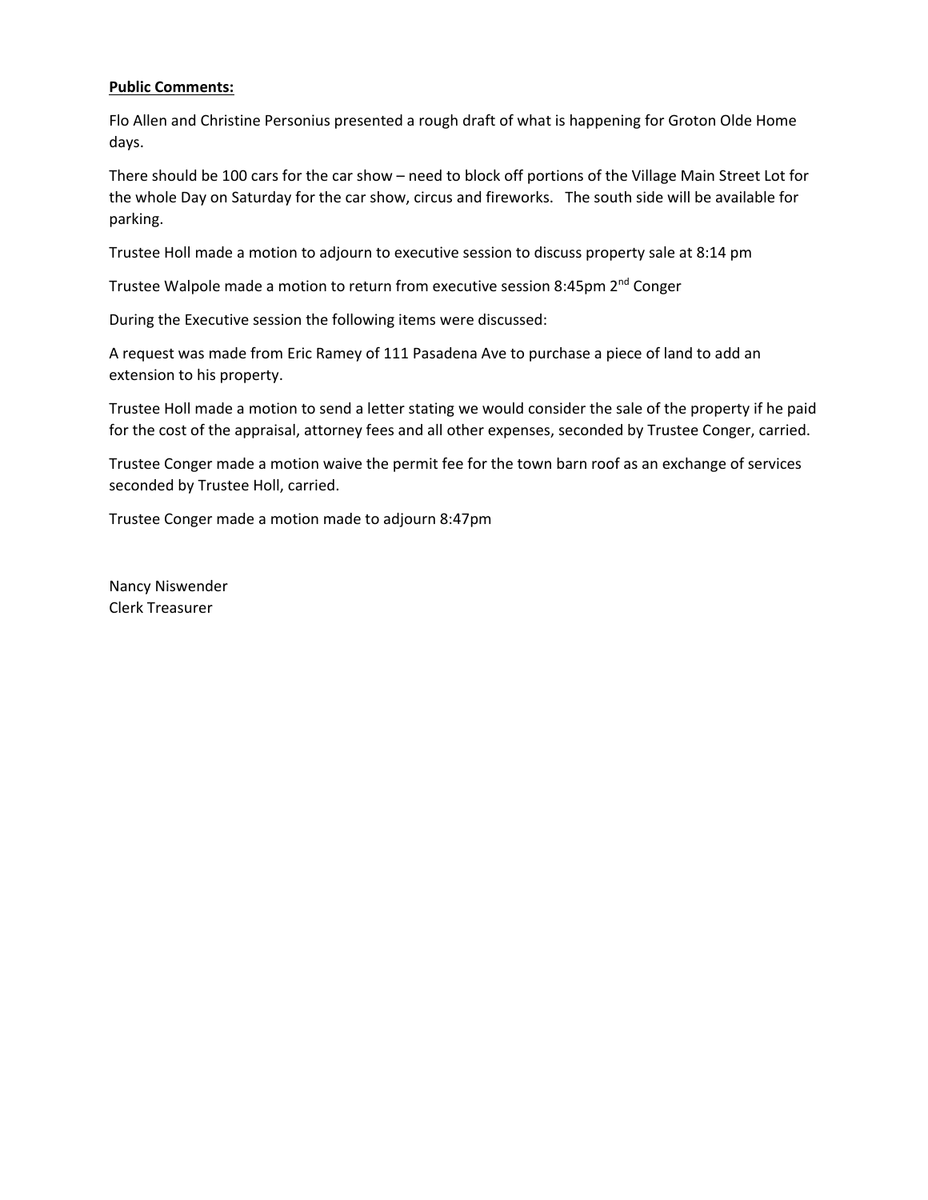**Public Comments:**

Flo Allen and Christine Personius presented a rough draft of what is happening for Groton Olde Home days.

There should be 100 cars for the car show – need to block off portions of the Village Main Street Lot for the whole Day on Saturday for the car show, circus and fireworks. The south side will be available for parking.

Trustee Holl made a motion to adjourn to executive session to discuss property sale at 8:14 pm

Trustee Walpole made a motion to return from executive session 8:45pm 2nd Conger

During the Executive session the following items were discussed:

A request was made from Eric Ramey of 111 Pasadena Ave to purchase a piece of land to add an extension to his property.

Trustee Holl made a motion to send a letter stating we would consider the sale of the property if he paid for the cost of the appraisal, attorney fees and all other expenses, seconded by Trustee Conger, carried.

Trustee Conger made a motion waive the permit fee for the town barn roof as an exchange of services seconded by Trustee Holl, carried.

Trustee Conger made a motion made to adjourn 8:47pm

Nancy Niswender
Clerk Treasurer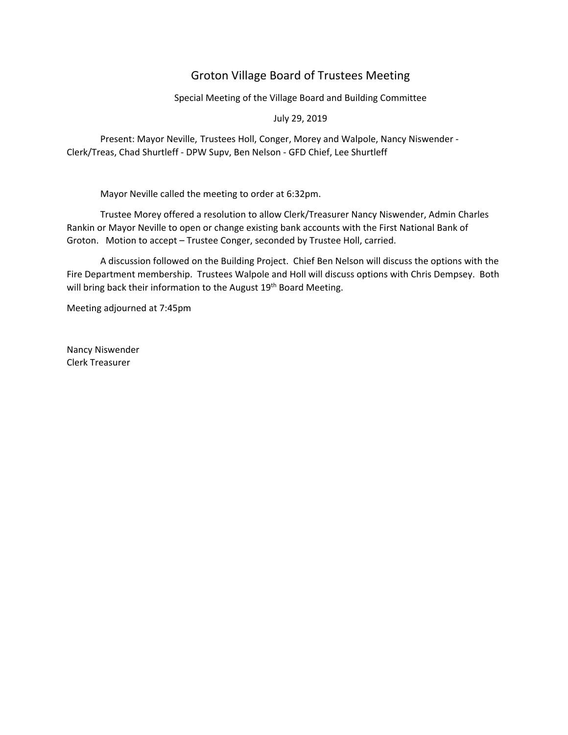# Groton Village Board of Trustees Meeting

Special Meeting of the Village Board and Building Committee

July 29, 2019

Present: Mayor Neville, Trustees Holl, Conger, Morey and Walpole, Nancy Niswender - Clerk/Treas, Chad Shurtleff - DPW Supv, Ben Nelson - GFD Chief, Lee Shurtleff

Mayor Neville called the meeting to order at 6:32pm.

Trustee Morey offered a resolution to allow Clerk/Treasurer Nancy Niswender, Admin Charles Rankin or Mayor Neville to open or change existing bank accounts with the First National Bank of Groton. Motion to accept – Trustee Conger, seconded by Trustee Holl, carried.

A discussion followed on the Building Project. Chief Ben Nelson will discuss the options with the Fire Department membership. Trustees Walpole and Holl will discuss options with Chris Dempsey. Both will bring back their information to the August 19th Board Meeting.

Meeting adjourned at 7:45pm

Nancy Niswender
Clerk Treasurer